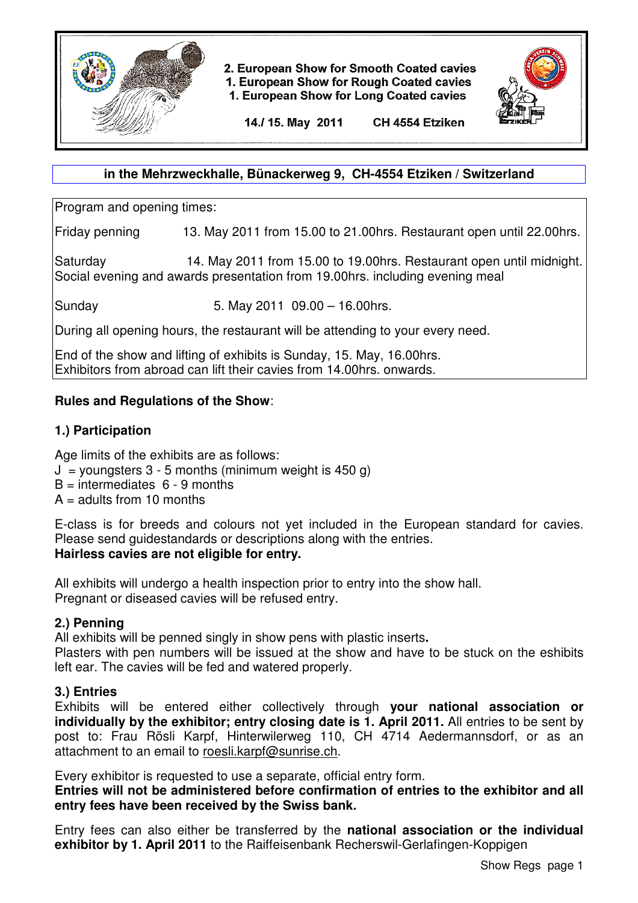# 2. European Show for Smooth Coated cavies
# 1. European Show for Rough Coated cavies
# 1. European Show for Long Coated cavies

**14./ 15. May 2011 CH 4554 Etziken**

**in the Mehrzweckhalle, Bünackerweg 9, CH-4554 Etziken / Switzerland**

Program and opening times:

| | |
|---|---|
| Friday penning | 13. May 2011 from 15.00 to 21.00hrs. Restaurant open until 22.00hrs. |
| Saturday | 14. May 2011 from 15.00 to 19.00hrs. Restaurant open until midnight. |

Social evening and awards presentation from 19.00hrs. including evening meal

| | |
|---|---|
| Sunday | 5. May 2011 09.00 – 16.00hrs. |

During all opening hours, the restaurant will be attending to your every need.

End of the show and lifting of exhibits is Sunday, 15. May, 16.00hrs.
Exhibitors from abroad can lift their cavies from 14.00hrs. onwards.

## Rules and Regulations of the Show:

### 1.) Participation

Age limits of the exhibits are as follows:
J = youngsters 3 - 5 months (minimum weight is 450 g)
B = intermediates 6 - 9 months
A = adults from 10 months

E-class is for breeds and colours not yet included in the European standard for cavies. Please send guidestandards or descriptions along with the entries.
**Hairless cavies are not eligible for entry.**

All exhibits will undergo a health inspection prior to entry into the show hall.
Pregnant or diseased cavies will be refused entry.

### 2.) Penning

All exhibits will be penned singly in show pens with plastic inserts**.**
Plasters with pen numbers will be issued at the show and have to be stuck on the eshibits left ear. The cavies will be fed and watered properly.

### 3.) Entries

Exhibits will be entered either collectively through **your national association or individually by the exhibitor; entry closing date is 1. April 2011.** All entries to be sent by post to: Frau Rösli Karpf, Hinterwilerweg 110, CH 4714 Aedermannsdorf, or as an attachment to an email to roesli.karpf@sunrise.ch.

Every exhibitor is requested to use a separate, official entry form.
**Entries will not be administered before confirmation of entries to the exhibitor and all entry fees have been received by the Swiss bank.**

Entry fees can also either be transferred by the **national association or the individual exhibitor by 1. April 2011** to the Raiffeisenbank Recherswil-Gerlafingen-Koppigen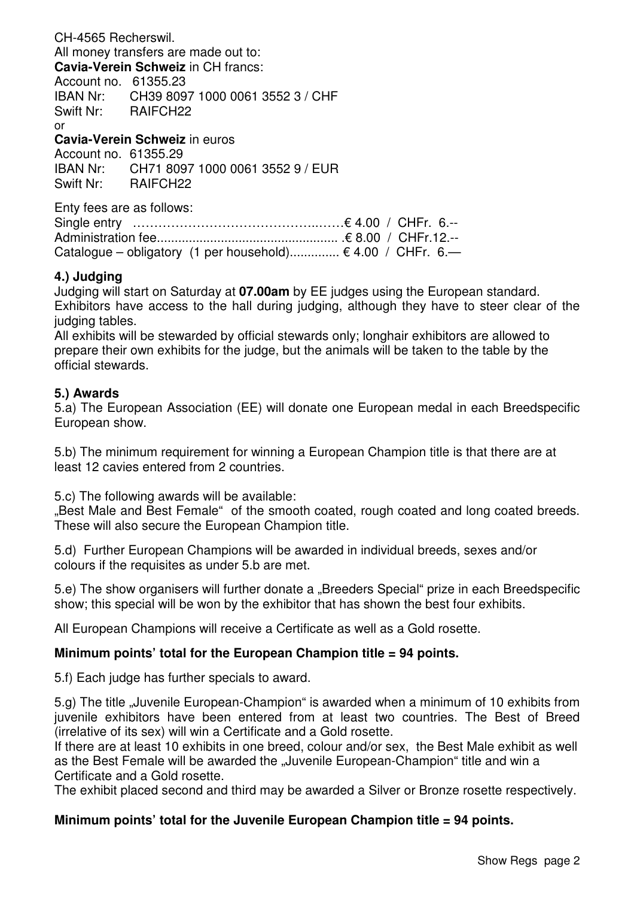CH-4565 Recherswil.
All money transfers are made out to:
**Cavia-Verein Schweiz** in CH francs:
Account no. 61355.23
IBAN Nr: CH39 8097 1000 0061 3552 3 / CHF
Swift Nr: RAIFCH22
or
**Cavia-Verein Schweiz** in euros
Account no. 61355.29
IBAN Nr: CH71 8097 1000 0061 3552 9 / EUR
Swift Nr: RAIFCH22

Enty fees are as follows:
Single entry ……………………………………..……€ 4.00 / CHFr. 6.--
Administration fee.................................................. .€ 8.00 / CHFr.12.--
Catalogue – obligatory (1 per household).............. € 4.00 / CHFr. 6.—

### 4.) Judging

Judging will start on Saturday at **07.00am** by EE judges using the European standard. Exhibitors have access to the hall during judging, although they have to steer clear of the judging tables.
All exhibits will be stewarded by official stewards only; longhair exhibitors are allowed to prepare their own exhibits for the judge, but the animals will be taken to the table by the official stewards.

### 5.) Awards

5.a) The European Association (EE) will donate one European medal in each Breedspecific European show.

5.b) The minimum requirement for winning a European Champion title is that there are at least 12 cavies entered from 2 countries.

5.c) The following awards will be available:
„Best Male and Best Female" of the smooth coated, rough coated and long coated breeds. These will also secure the European Champion title.

5.d) Further European Champions will be awarded in individual breeds, sexes and/or colours if the requisites as under 5.b are met.

5.e) The show organisers will further donate a „Breeders Special" prize in each Breedspecific show; this special will be won by the exhibitor that has shown the best four exhibits.

All European Champions will receive a Certificate as well as a Gold rosette.

**Minimum points' total for the European Champion title = 94 points.**

5.f) Each judge has further specials to award.

5.g) The title „Juvenile European-Champion" is awarded when a minimum of 10 exhibits from juvenile exhibitors have been entered from at least two countries. The Best of Breed (irrelative of its sex) will win a Certificate and a Gold rosette.
If there are at least 10 exhibits in one breed, colour and/or sex, the Best Male exhibit as well as the Best Female will be awarded the „Juvenile European-Champion" title and win a Certificate and a Gold rosette.
The exhibit placed second and third may be awarded a Silver or Bronze rosette respectively.

**Minimum points' total for the Juvenile European Champion title = 94 points.**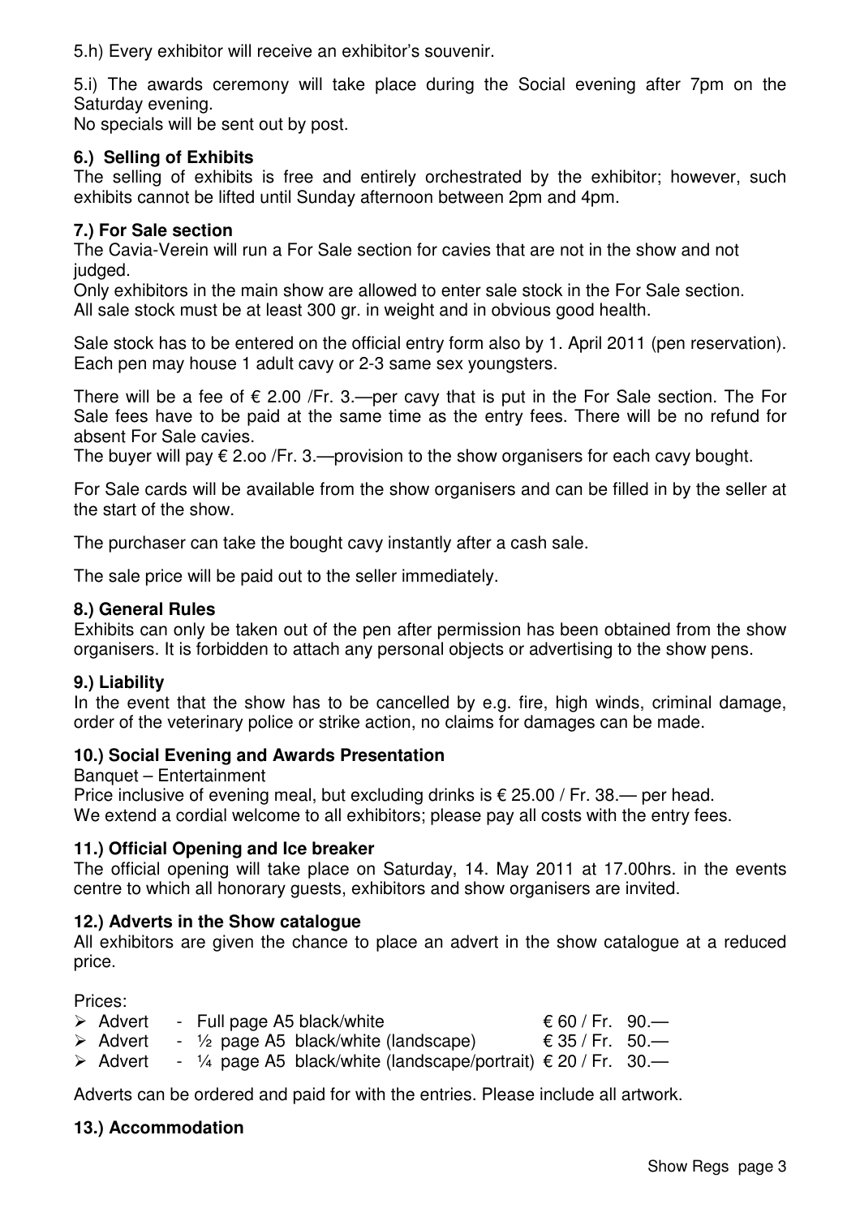5.h) Every exhibitor will receive an exhibitor's souvenir.

5.i) The awards ceremony will take place during the Social evening after 7pm on the Saturday evening.
No specials will be sent out by post.

### 6.) Selling of Exhibits

The selling of exhibits is free and entirely orchestrated by the exhibitor; however, such exhibits cannot be lifted until Sunday afternoon between 2pm and 4pm.

### 7.) For Sale section

The Cavia-Verein will run a For Sale section for cavies that are not in the show and not judged.
Only exhibitors in the main show are allowed to enter sale stock in the For Sale section.
All sale stock must be at least 300 gr. in weight and in obvious good health.

Sale stock has to be entered on the official entry form also by 1. April 2011 (pen reservation). Each pen may house 1 adult cavy or 2-3 same sex youngsters.

There will be a fee of € 2.00 /Fr. 3.—per cavy that is put in the For Sale section. The For Sale fees have to be paid at the same time as the entry fees. There will be no refund for absent For Sale cavies.
The buyer will pay € 2.oo /Fr. 3.—provision to the show organisers for each cavy bought.

For Sale cards will be available from the show organisers and can be filled in by the seller at the start of the show.

The purchaser can take the bought cavy instantly after a cash sale.

The sale price will be paid out to the seller immediately.

### 8.) General Rules

Exhibits can only be taken out of the pen after permission has been obtained from the show organisers. It is forbidden to attach any personal objects or advertising to the show pens.

### 9.) Liability

In the event that the show has to be cancelled by e.g. fire, high winds, criminal damage, order of the veterinary police or strike action, no claims for damages can be made.

### 10.) Social Evening and Awards Presentation

Banquet – Entertainment
Price inclusive of evening meal, but excluding drinks is € 25.00 / Fr. 38.— per head.
We extend a cordial welcome to all exhibitors; please pay all costs with the entry fees.

### 11.) Official Opening and Ice breaker

The official opening will take place on Saturday, 14. May 2011 at 17.00hrs. in the events centre to which all honorary guests, exhibitors and show organisers are invited.

### 12.) Adverts in the Show catalogue

All exhibitors are given the chance to place an advert in the show catalogue at a reduced price.

Prices:

- Advert - Full page A5 black/white € 60 / Fr. 90.—
- Advert - ½ page A5 black/white (landscape) € 35 / Fr. 50.—
- Advert - ¼ page A5 black/white (landscape/portrait) € 20 / Fr. 30.—

Adverts can be ordered and paid for with the entries. Please include all artwork.

### 13.) Accommodation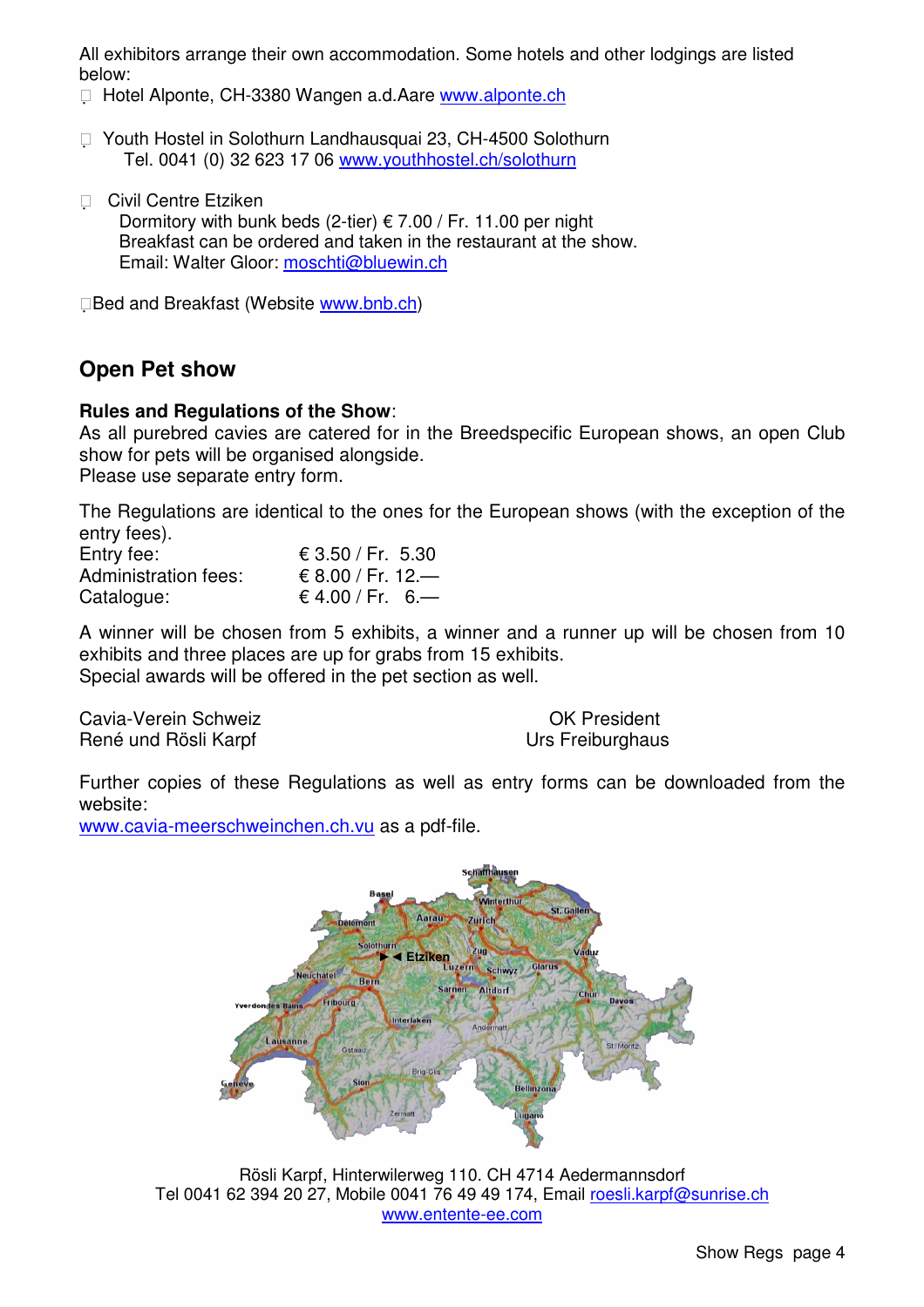All exhibitors arrange their own accommodation. Some hotels and other lodgings are listed below:

- Hotel Alponte, CH-3380 Wangen a.d.Aare www.alponte.ch
- Youth Hostel in Solothurn Landhausquai 23, CH-4500 Solothurn
  Tel. 0041 (0) 32 623 17 06 www.youthhostel.ch/solothurn
- Civil Centre Etziken
  Dormitory with bunk beds (2-tier) € 7.00 / Fr. 11.00 per night
  Breakfast can be ordered and taken in the restaurant at the show.
  Email: Walter Gloor: moschti@bluewin.ch
- Bed and Breakfast (Website www.bnb.ch)

## Open Pet show

**Rules and Regulations of the Show**:
As all purebred cavies are catered for in the Breedspecific European shows, an open Club show for pets will be organised alongside.
Please use separate entry form.

The Regulations are identical to the ones for the European shows (with the exception of the entry fees).

| | |
|---|---|
| Entry fee: | € 3.50 / Fr. 5.30 |
| Administration fees: | € 8.00 / Fr. 12.— |
| Catalogue: | € 4.00 / Fr. 6.— |

A winner will be chosen from 5 exhibits, a winner and a runner up will be chosen from 10 exhibits and three places are up for grabs from 15 exhibits.
Special awards will be offered in the pet section as well.

Cavia-Verein Schweiz
René und Rösli Karpf

OK President
Urs Freiburghaus

Further copies of these Regulations as well as entry forms can be downloaded from the website:
www.cavia-meerschweinchen.ch.vu as a pdf-file.

Schaffhausen
Basel
Winterthur
St. Gallen
Delémont
Aarau
Zurich
Solothurn
Etziken
Zug
Vaduz
Neuchâtel
Luzern
Schwyz
Glarus
Bern
Sarnen
Altdorf
Chur
Davos
Yverdon-les-Bains
Fribourg
Interlaken
Andermatt
Lausanne
St. Moritz
Gstaad
Brig-Glis
Genève
Sion
Bellinzona
Zermatt
Lugano

Rösli Karpf, Hinterwilerweg 110. CH 4714 Aedermannsdorf
Tel 0041 62 394 20 27, Mobile 0041 76 49 49 174, Email roesli.karpf@sunrise.ch
www.entente-ee.com